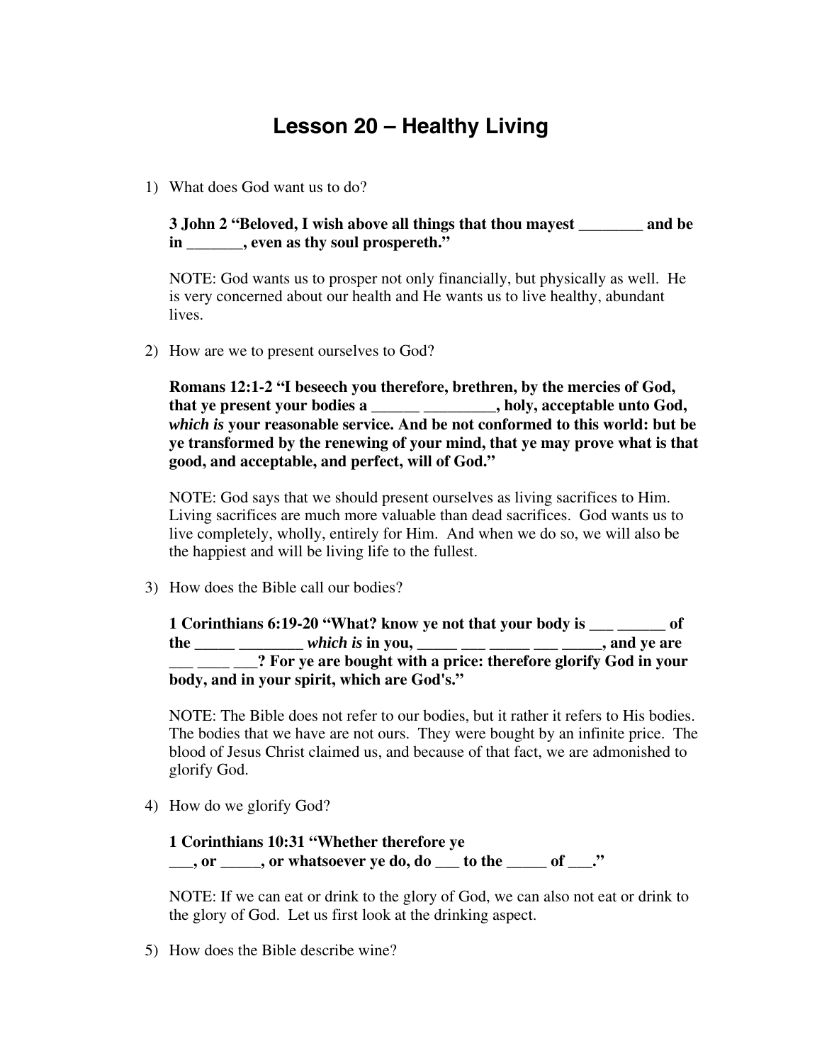# Lesson 20 – Healthy Living

1) What does God want us to do?

   **3 John 2 "Beloved, I wish above all things that thou mayest ________ and be in _______, even as thy soul prospereth."**

   NOTE: God wants us to prosper not only financially, but physically as well. He is very concerned about our health and He wants us to live healthy, abundant lives.

2) How are we to present ourselves to God?

   **Romans 12:1-2 "I beseech you therefore, brethren, by the mercies of God, that ye present your bodies a ______ _________, holy, acceptable unto God, *which is* your reasonable service. And be not conformed to this world: but be ye transformed by the renewing of your mind, that ye may prove what is that good, and acceptable, and perfect, will of God."**

   NOTE: God says that we should present ourselves as living sacrifices to Him. Living sacrifices are much more valuable than dead sacrifices. God wants us to live completely, wholly, entirely for Him. And when we do so, we will also be the happiest and will be living life to the fullest.

3) How does the Bible call our bodies?

   **1 Corinthians 6:19-20 "What? know ye not that your body is ___ ______ of the _____ ________ *which is* in you, _____ ___ _____ ___ _____, and ye are ___ ____ ___? For ye are bought with a price: therefore glorify God in your body, and in your spirit, which are God's."**

   NOTE: The Bible does not refer to our bodies, but it rather it refers to His bodies. The bodies that we have are not ours. They were bought by an infinite price. The blood of Jesus Christ claimed us, and because of that fact, we are admonished to glorify God.

4) How do we glorify God?

   **1 Corinthians 10:31 "Whether therefore ye ___, or _____, or whatsoever ye do, do ___ to the _____ of ___."**

   NOTE: If we can eat or drink to the glory of God, we can also not eat or drink to the glory of God. Let us first look at the drinking aspect.

5) How does the Bible describe wine?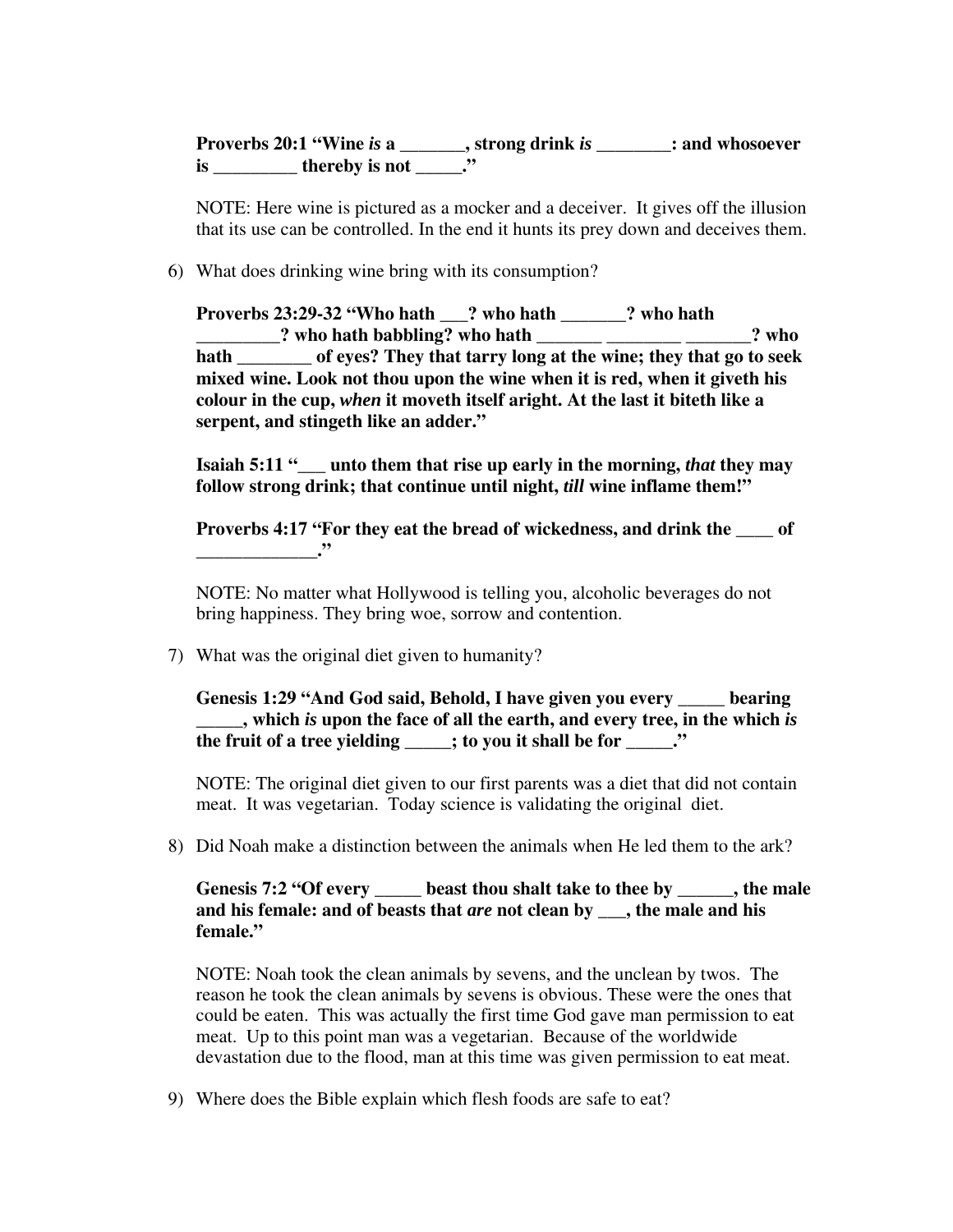**Proverbs 20:1 "Wine *is* a _______, strong drink *is* ________: and whosoever is _________ thereby is not _____."**

NOTE: Here wine is pictured as a mocker and a deceiver. It gives off the illusion that its use can be controlled. In the end it hunts its prey down and deceives them.

6) What does drinking wine bring with its consumption?

   **Proverbs 23:29-32 "Who hath ___? who hath _______? who hath _________? who hath babbling? who hath _______ ________ _______? who hath ________ of eyes? They that tarry long at the wine; they that go to seek mixed wine. Look not thou upon the wine when it is red, when it giveth his colour in the cup, *when* it moveth itself aright. At the last it biteth like a serpent, and stingeth like an adder."**

   **Isaiah 5:11 "___ unto them that rise up early in the morning, *that* they may follow strong drink; that continue until night, *till* wine inflame them!"**

   **Proverbs 4:17 "For they eat the bread of wickedness, and drink the ____ of _____________."**

   NOTE: No matter what Hollywood is telling you, alcoholic beverages do not bring happiness. They bring woe, sorrow and contention.

7) What was the original diet given to humanity?

   **Genesis 1:29 "And God said, Behold, I have given you every _____ bearing _____, which *is* upon the face of all the earth, and every tree, in the which *is* the fruit of a tree yielding _____; to you it shall be for _____."**

   NOTE: The original diet given to our first parents was a diet that did not contain meat. It was vegetarian. Today science is validating the original diet.

8) Did Noah make a distinction between the animals when He led them to the ark?

   **Genesis 7:2 "Of every _____ beast thou shalt take to thee by ______, the male and his female: and of beasts that *are* not clean by ___, the male and his female."**

   NOTE: Noah took the clean animals by sevens, and the unclean by twos. The reason he took the clean animals by sevens is obvious. These were the ones that could be eaten. This was actually the first time God gave man permission to eat meat. Up to this point man was a vegetarian. Because of the worldwide devastation due to the flood, man at this time was given permission to eat meat.

9) Where does the Bible explain which flesh foods are safe to eat?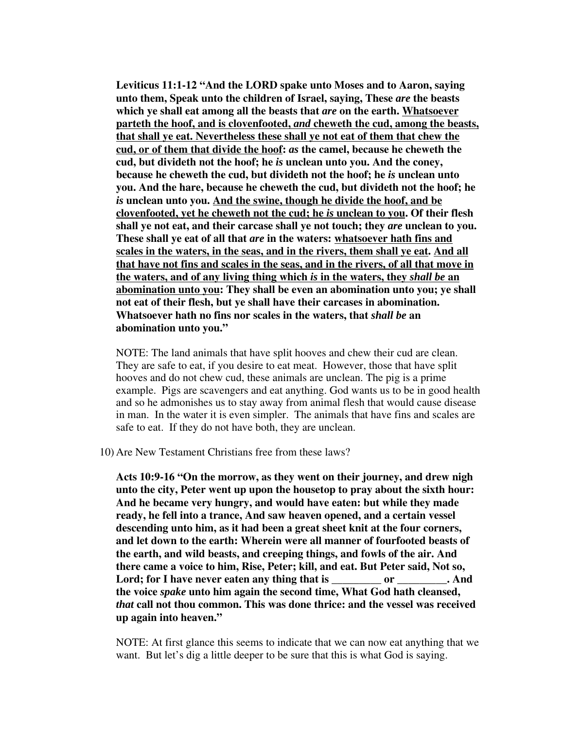**Leviticus 11:1-12 "And the LORD spake unto Moses and to Aaron, saying unto them, Speak unto the children of Israel, saying, These *are* the beasts which ye shall eat among all the beasts that *are* on the earth. <u>Whatsoever parteth the hoof, and is clovenfooted, *and* cheweth the cud, among the beasts, that shall ye eat. Nevertheless these shall ye not eat of them that chew the cud, or of them that divide the hoof</u>: *as* the camel, because he cheweth the cud, but divideth not the hoof; he *is* unclean unto you. And the coney, because he cheweth the cud, but divideth not the hoof; he *is* unclean unto you. And the hare, because he cheweth the cud, but divideth not the hoof; he *is* unclean unto you. <u>And the swine, though he divide the hoof, and be clovenfooted, yet he cheweth not the cud; he *is* unclean to you</u>. Of their flesh shall ye not eat, and their carcase shall ye not touch; they *are* unclean to you. These shall ye eat of all that *are* in the waters: <u>whatsoever hath fins and scales in the waters, in the seas, and in the rivers, them shall ye eat</u>. <u>And all that have not fins and scales in the seas, and in the rivers, of all that move in the waters, and of any living thing which *is* in the waters, they *shall be* an abomination unto you</u>: They shall be even an abomination unto you; ye shall not eat of their flesh, but ye shall have their carcases in abomination. Whatsoever hath no fins nor scales in the waters, that *shall be* an abomination unto you."**

NOTE: The land animals that have split hooves and chew their cud are clean. They are safe to eat, if you desire to eat meat. However, those that have split hooves and do not chew cud, these animals are unclean. The pig is a prime example. Pigs are scavengers and eat anything. God wants us to be in good health and so he admonishes us to stay away from animal flesh that would cause disease in man. In the water it is even simpler. The animals that have fins and scales are safe to eat. If they do not have both, they are unclean.

10) Are New Testament Christians free from these laws?

**Acts 10:9-16 "On the morrow, as they went on their journey, and drew nigh unto the city, Peter went up upon the housetop to pray about the sixth hour: And he became very hungry, and would have eaten: but while they made ready, he fell into a trance, And saw heaven opened, and a certain vessel descending unto him, as it had been a great sheet knit at the four corners, and let down to the earth: Wherein were all manner of fourfooted beasts of the earth, and wild beasts, and creeping things, and fowls of the air. And there came a voice to him, Rise, Peter; kill, and eat. But Peter said, Not so, Lord; for I have never eaten any thing that is _________ or _________. And the voice *spake* unto him again the second time, What God hath cleansed, *that* call not thou common. This was done thrice: and the vessel was received up again into heaven."**

NOTE: At first glance this seems to indicate that we can now eat anything that we want. But let's dig a little deeper to be sure that this is what God is saying.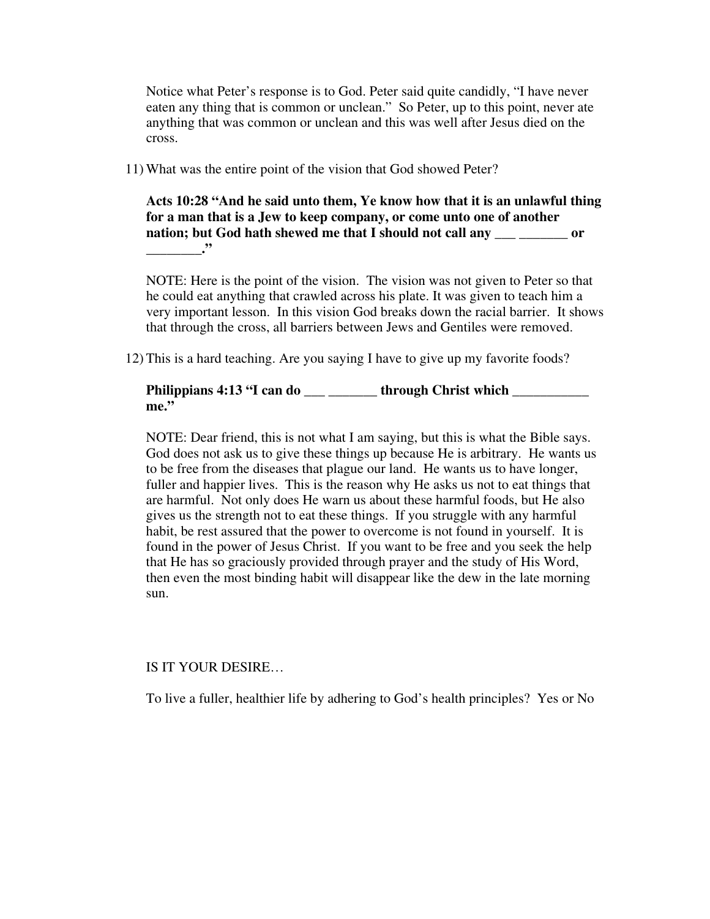Notice what Peter's response is to God. Peter said quite candidly, "I have never eaten any thing that is common or unclean." So Peter, up to this point, never ate anything that was common or unclean and this was well after Jesus died on the cross.

11) What was the entire point of the vision that God showed Peter?

**Acts 10:28 "And he said unto them, Ye know how that it is an unlawful thing for a man that is a Jew to keep company, or come unto one of another nation; but God hath shewed me that I should not call any ___ _______ or ________."**

NOTE: Here is the point of the vision. The vision was not given to Peter so that he could eat anything that crawled across his plate. It was given to teach him a very important lesson. In this vision God breaks down the racial barrier. It shows that through the cross, all barriers between Jews and Gentiles were removed.

12) This is a hard teaching. Are you saying I have to give up my favorite foods?

**Philippians 4:13 "I can do ___ _______ through Christ which ___________ me."**

NOTE: Dear friend, this is not what I am saying, but this is what the Bible says. God does not ask us to give these things up because He is arbitrary. He wants us to be free from the diseases that plague our land. He wants us to have longer, fuller and happier lives. This is the reason why He asks us not to eat things that are harmful. Not only does He warn us about these harmful foods, but He also gives us the strength not to eat these things. If you struggle with any harmful habit, be rest assured that the power to overcome is not found in yourself. It is found in the power of Jesus Christ. If you want to be free and you seek the help that He has so graciously provided through prayer and the study of His Word, then even the most binding habit will disappear like the dew in the late morning sun.

IS IT YOUR DESIRE…

To live a fuller, healthier life by adhering to God's health principles? Yes or No